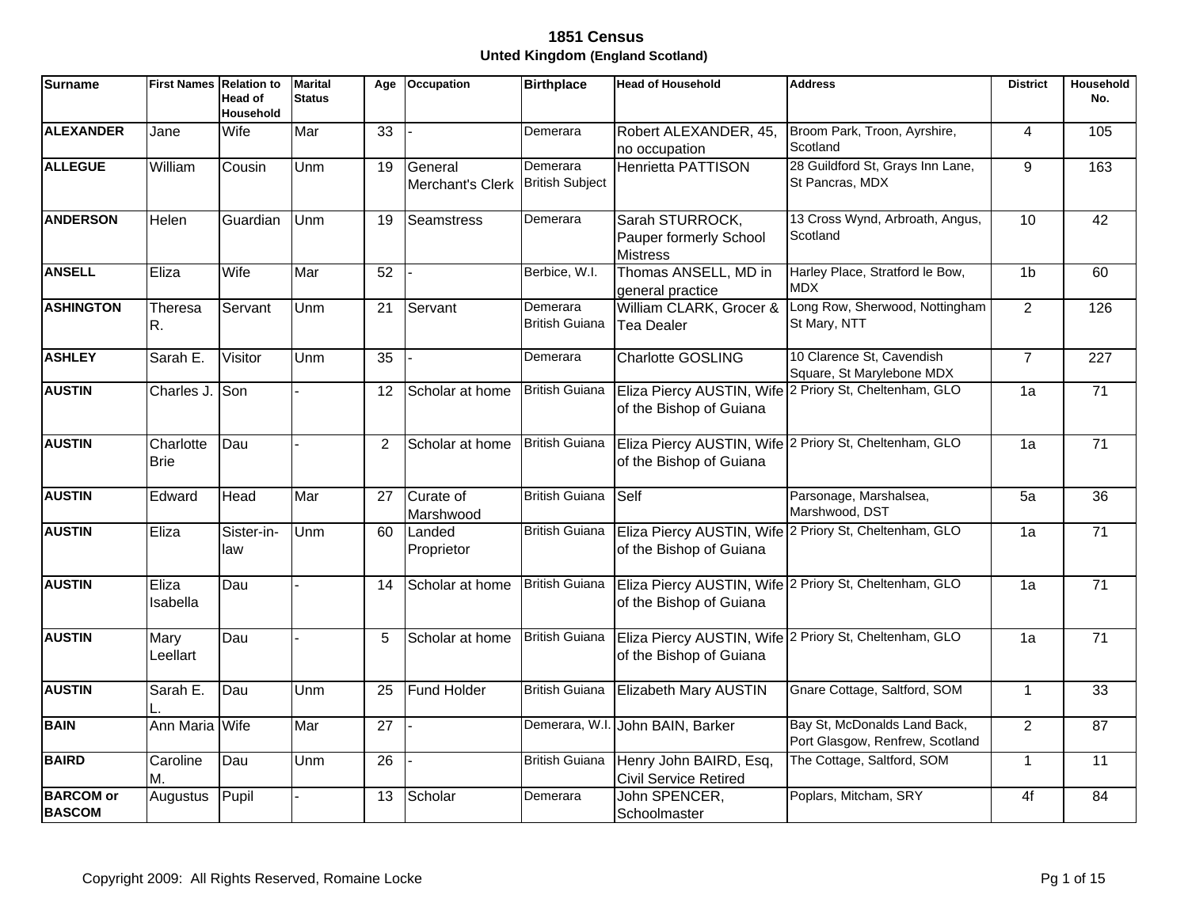# 1851 Census

## Unted Kingdom (England Scotland)

| Surname | First Names | Relation to Head of Household | Marital Status | Age | Occupation | Birthplace | Head of Household | Address | District | Household No. |
|---|---|---|---|---|---|---|---|---|---|---|
| ALEXANDER | Jane | Wife | Mar | 33 | - | Demerara | Robert ALEXANDER, 45, no occupation | Broom Park, Troon, Ayrshire, Scotland | 4 | 105 |
| ALLEGUE | William | Cousin | Unm | 19 | General Merchant's Clerk | Demerara British Subject | Henrietta PATTISON | 28 Guildford St, Grays Inn Lane, St Pancras, MDX | 9 | 163 |
| ANDERSON | Helen | Guardian | Unm | 19 | Seamstress | Demerara | Sarah STURROCK, Pauper formerly School Mistress | 13 Cross Wynd, Arbroath, Angus, Scotland | 10 | 42 |
| ANSELL | Eliza | Wife | Mar | 52 | - | Berbice, W.I. | Thomas ANSELL, MD in general practice | Harley Place, Stratford le Bow, MDX | 1b | 60 |
| ASHINGTON | Theresa R. | Servant | Unm | 21 | Servant | Demerara British Guiana | William CLARK, Grocer & Tea Dealer | Long Row, Sherwood, Nottingham St Mary, NTT | 2 | 126 |
| ASHLEY | Sarah E. | Visitor | Unm | 35 | - | Demerara | Charlotte GOSLING | 10 Clarence St, Cavendish Square, St Marylebone MDX | 7 | 227 |
| AUSTIN | Charles J. | Son | - | 12 | Scholar at home | British Guiana | Eliza Piercy AUSTIN, Wife of the Bishop of Guiana | 2 Priory St, Cheltenham, GLO | 1a | 71 |
| AUSTIN | Charlotte Brie | Dau | - | 2 | Scholar at home | British Guiana | Eliza Piercy AUSTIN, Wife of the Bishop of Guiana | 2 Priory St, Cheltenham, GLO | 1a | 71 |
| AUSTIN | Edward | Head | Mar | 27 | Curate of Marshwood | British Guiana | Self | Parsonage, Marshalsea, Marshwood, DST | 5a | 36 |
| AUSTIN | Eliza | Sister-in-law | Unm | 60 | Landed Proprietor | British Guiana | Eliza Piercy AUSTIN, Wife of the Bishop of Guiana | 2 Priory St, Cheltenham, GLO | 1a | 71 |
| AUSTIN | Eliza Isabella | Dau | - | 14 | Scholar at home | British Guiana | Eliza Piercy AUSTIN, Wife of the Bishop of Guiana | 2 Priory St, Cheltenham, GLO | 1a | 71 |
| AUSTIN | Mary Leellart | Dau | - | 5 | Scholar at home | British Guiana | Eliza Piercy AUSTIN, Wife of the Bishop of Guiana | 2 Priory St, Cheltenham, GLO | 1a | 71 |
| AUSTIN | Sarah E. L. | Dau | Unm | 25 | Fund Holder | British Guiana | Elizabeth Mary AUSTIN | Gnare Cottage, Saltford, SOM | 1 | 33 |
| BAIN | Ann Maria | Wife | Mar | 27 | - | Demerara, W.I. | John BAIN, Barker | Bay St, McDonalds Land Back, Port Glasgow, Renfrew, Scotland | 2 | 87 |
| BAIRD | Caroline M. | Dau | Unm | 26 | - | British Guiana | Henry John BAIRD, Esq, Civil Service Retired | The Cottage, Saltford, SOM | 1 | 11 |
| BARCOM or BASCOM | Augustus | Pupil | - | 13 | Scholar | Demerara | John SPENCER, Schoolmaster | Poplars, Mitcham, SRY | 4f | 84 |

Copyright 2009: All Rights Reserved, Romaine Locke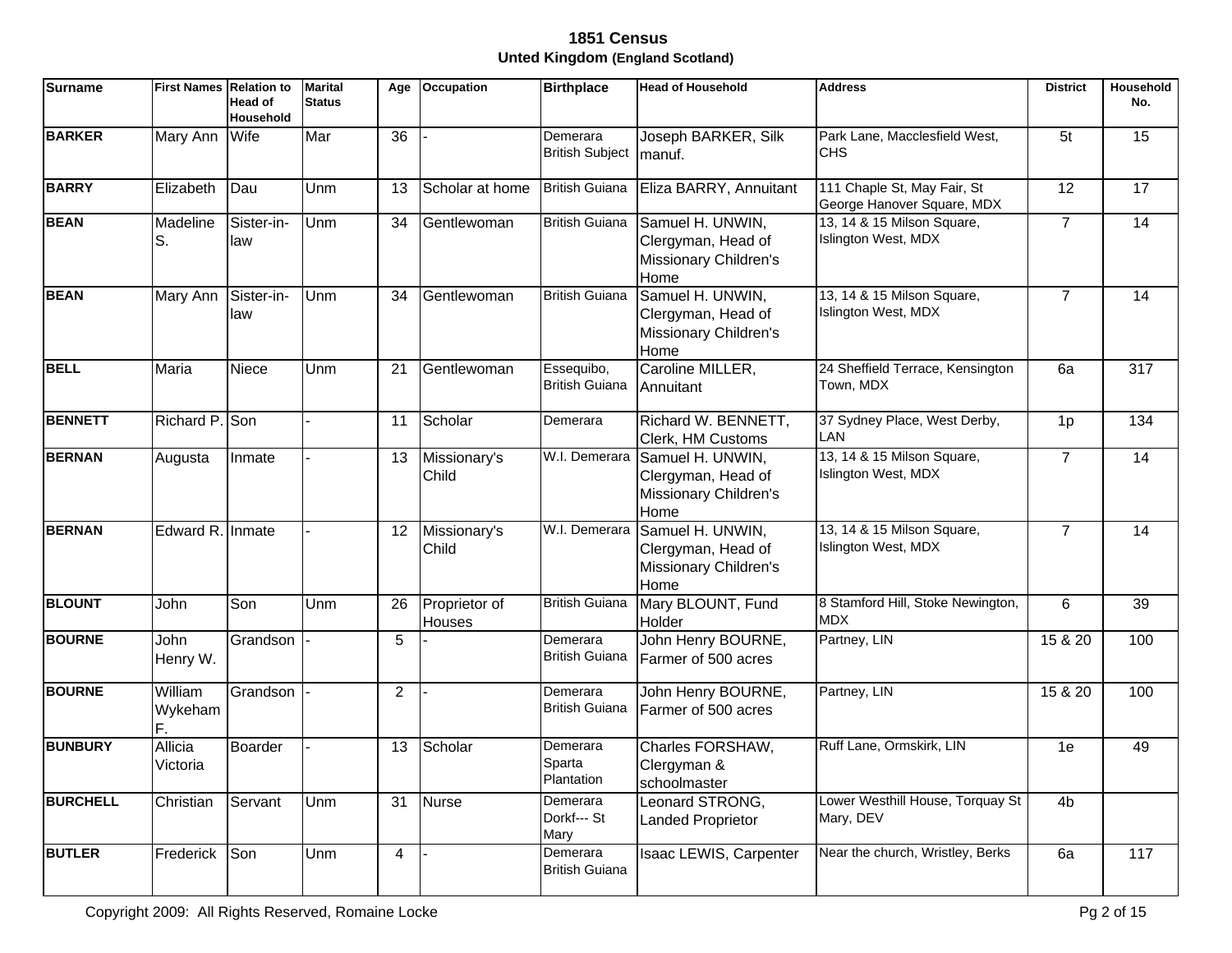# 1851 Census

## Unted Kingdom (England Scotland)

| Surname | First Names | Relation to Head of Household | Marital Status | Age | Occupation | Birthplace | Head of Household | Address | District | Household No. |
|---|---|---|---|---|---|---|---|---|---|---|
| **BARKER** | Mary Ann | Wife | Mar | 36 | - | Demerara British Subject | Joseph BARKER, Silk manuf. | Park Lane, Macclesfield West, CHS | 5t | 15 |
| **BARRY** | Elizabeth | Dau | Unm | 13 | Scholar at home | British Guiana | Eliza BARRY, Annuitant | 111 Chaple St, May Fair, St George Hanover Square, MDX | 12 | 17 |
| **BEAN** | Madeline S. | Sister-in-law | Unm | 34 | Gentlewoman | British Guiana | Samuel H. UNWIN, Clergyman, Head of Missionary Children's Home | 13, 14 & 15 Milson Square, Islington West, MDX | 7 | 14 |
| **BEAN** | Mary Ann | Sister-in-law | Unm | 34 | Gentlewoman | British Guiana | Samuel H. UNWIN, Clergyman, Head of Missionary Children's Home | 13, 14 & 15 Milson Square, Islington West, MDX | 7 | 14 |
| **BELL** | Maria | Niece | Unm | 21 | Gentlewoman | Essequibo, British Guiana | Caroline MILLER, Annuitant | 24 Sheffield Terrace, Kensington Town, MDX | 6a | 317 |
| **BENNETT** | Richard P. | Son | - | 11 | Scholar | Demerara | Richard W. BENNETT, Clerk, HM Customs | 37 Sydney Place, West Derby, LAN | 1p | 134 |
| **BERNAN** | Augusta | Inmate | - | 13 | Missionary's Child | W.I. Demerara | Samuel H. UNWIN, Clergyman, Head of Missionary Children's Home | 13, 14 & 15 Milson Square, Islington West, MDX | 7 | 14 |
| **BERNAN** | Edward R. | Inmate | - | 12 | Missionary's Child | W.I. Demerara | Samuel H. UNWIN, Clergyman, Head of Missionary Children's Home | 13, 14 & 15 Milson Square, Islington West, MDX | 7 | 14 |
| **BLOUNT** | John | Son | Unm | 26 | Proprietor of Houses | British Guiana | Mary BLOUNT, Fund Holder | 8 Stamford Hill, Stoke Newington, MDX | 6 | 39 |
| **BOURNE** | John Henry W. | Grandson | - | 5 | - | Demerara British Guiana | John Henry BOURNE, Farmer of 500 acres | Partney, LIN | 15 & 20 | 100 |
| **BOURNE** | William Wykeham F. | Grandson | - | 2 | - | Demerara British Guiana | John Henry BOURNE, Farmer of 500 acres | Partney, LIN | 15 & 20 | 100 |
| **BUNBURY** | Allicia Victoria | Boarder | - | 13 | Scholar | Demerara Sparta Plantation | Charles FORSHAW, Clergyman & schoolmaster | Ruff Lane, Ormskirk, LIN | 1e | 49 |
| **BURCHELL** | Christian | Servant | Unm | 31 | Nurse | Demerara Dorkf--- St Mary | Leonard STRONG, Landed Proprietor | Lower Westhill House, Torquay St Mary, DEV | 4b | |
| **BUTLER** | Frederick | Son | Unm | 4 | - | Demerara British Guiana | Isaac LEWIS, Carpenter | Near the church, Wristley, Berks | 6a | 117 |

Copyright 2009: All Rights Reserved, Romaine Locke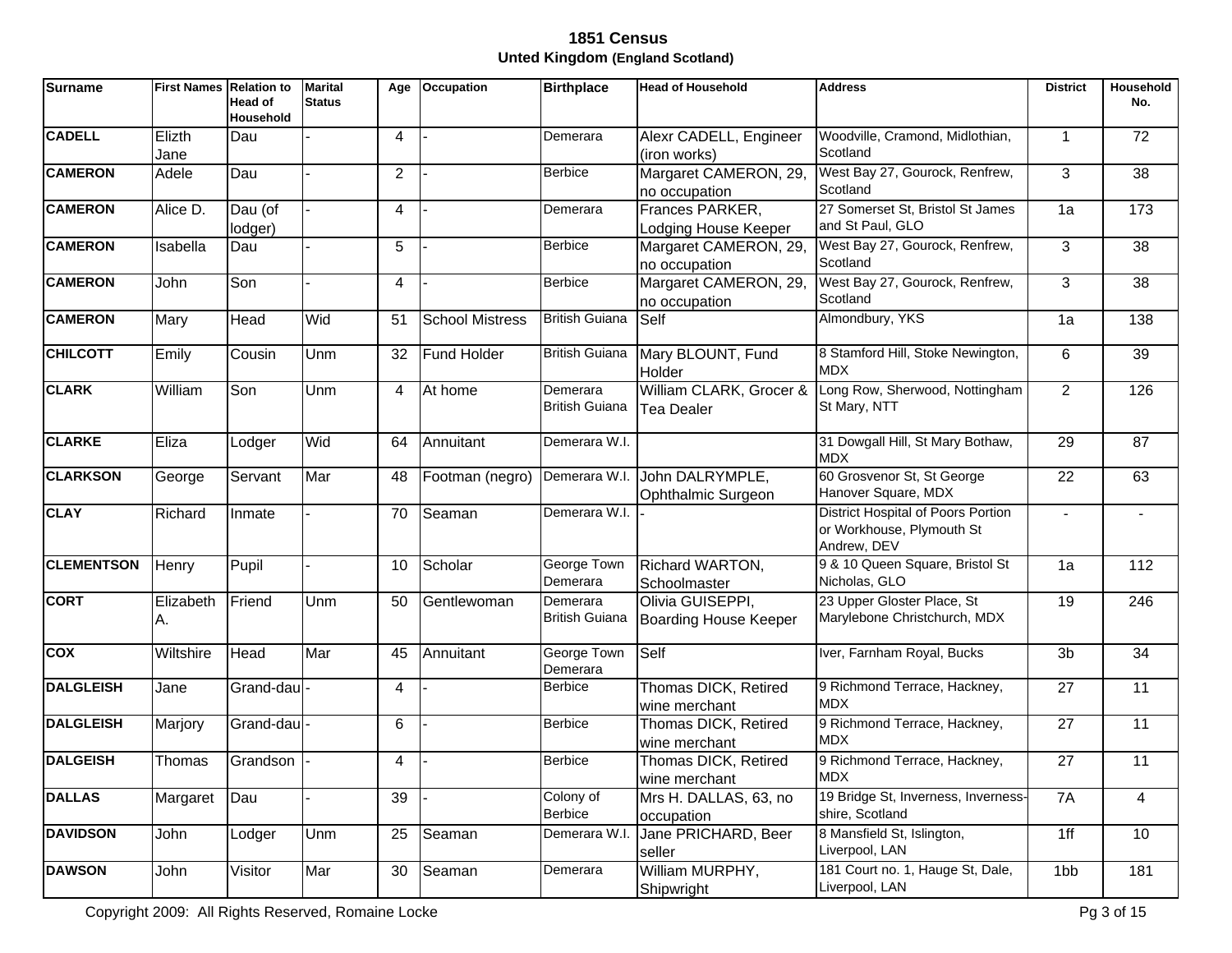# 1851 Census

**Unted Kingdom (England Scotland)**

| Surname | First Names | Relation to Head of Household | Marital Status | Age | Occupation | Birthplace | Head of Household | Address | District | Household No. |
|---|---|---|---|---|---|---|---|---|---|---|
| **CADELL** | Elizth Jane | Dau | - | 4 | - | Demerara | Alexr CADELL, Engineer (iron works) | Woodville, Cramond, Midlothian, Scotland | 1 | 72 |
| **CAMERON** | Adele | Dau | - | 2 | - | Berbice | Margaret CAMERON, 29, no occupation | West Bay 27, Gourock, Renfrew, Scotland | 3 | 38 |
| **CAMERON** | Alice D. | Dau (of lodger) | - | 4 | - | Demerara | Frances PARKER, Lodging House Keeper | 27 Somerset St, Bristol St James and St Paul, GLO | 1a | 173 |
| **CAMERON** | Isabella | Dau | - | 5 | - | Berbice | Margaret CAMERON, 29, no occupation | West Bay 27, Gourock, Renfrew, Scotland | 3 | 38 |
| **CAMERON** | John | Son | - | 4 | - | Berbice | Margaret CAMERON, 29, no occupation | West Bay 27, Gourock, Renfrew, Scotland | 3 | 38 |
| **CAMERON** | Mary | Head | Wid | 51 | School Mistress | British Guiana | Self | Almondbury, YKS | 1a | 138 |
| **CHILCOTT** | Emily | Cousin | Unm | 32 | Fund Holder | British Guiana | Mary BLOUNT, Fund Holder | 8 Stamford Hill, Stoke Newington, MDX | 6 | 39 |
| **CLARK** | William | Son | Unm | 4 | At home | Demerara British Guiana | William CLARK, Grocer & Tea Dealer | Long Row, Sherwood, Nottingham St Mary, NTT | 2 | 126 |
| **CLARKE** | Eliza | Lodger | Wid | 64 | Annuitant | Demerara W.I. | | 31 Dowgall Hill, St Mary Bothaw, MDX | 29 | 87 |
| **CLARKSON** | George | Servant | Mar | 48 | Footman (negro) | Demerara W.I. | John DALRYMPLE, Ophthalmic Surgeon | 60 Grosvenor St, St George Hanover Square, MDX | 22 | 63 |
| **CLAY** | Richard | Inmate | - | 70 | Seaman | Demerara W.I. | - | District Hospital of Poors Portion or Workhouse, Plymouth St Andrew, DEV | - | - |
| **CLEMENTSON** | Henry | Pupil | - | 10 | Scholar | George Town Demerara | Richard WARTON, Schoolmaster | 9 & 10 Queen Square, Bristol St Nicholas, GLO | 1a | 112 |
| **CORT** | Elizabeth A. | Friend | Unm | 50 | Gentlewoman | Demerara British Guiana | Olivia GUISEPPI, Boarding House Keeper | 23 Upper Gloster Place, St Marylebone Christchurch, MDX | 19 | 246 |
| **COX** | Wiltshire | Head | Mar | 45 | Annuitant | George Town Demerara | Self | Iver, Farnham Royal, Bucks | 3b | 34 |
| **DALGLEISH** | Jane | Grand-dau | - | 4 | - | Berbice | Thomas DICK, Retired wine merchant | 9 Richmond Terrace, Hackney, MDX | 27 | 11 |
| **DALGLEISH** | Marjory | Grand-dau | - | 6 | - | Berbice | Thomas DICK, Retired wine merchant | 9 Richmond Terrace, Hackney, MDX | 27 | 11 |
| **DALGEISH** | Thomas | Grandson | - | 4 | - | Berbice | Thomas DICK, Retired wine merchant | 9 Richmond Terrace, Hackney, MDX | 27 | 11 |
| **DALLAS** | Margaret | Dau | - | 39 | - | Colony of Berbice | Mrs H. DALLAS, 63, no occupation | 19 Bridge St, Inverness, Inverness-shire, Scotland | 7A | 4 |
| **DAVIDSON** | John | Lodger | Unm | 25 | Seaman | Demerara W.I. | Jane PRICHARD, Beer seller | 8 Mansfield St, Islington, Liverpool, LAN | 1ff | 10 |
| **DAWSON** | John | Visitor | Mar | 30 | Seaman | Demerara | William MURPHY, Shipwright | 181 Court no. 1, Hauge St, Dale, Liverpool, LAN | 1bb | 181 |

Copyright 2009: All Rights Reserved, Romaine Locke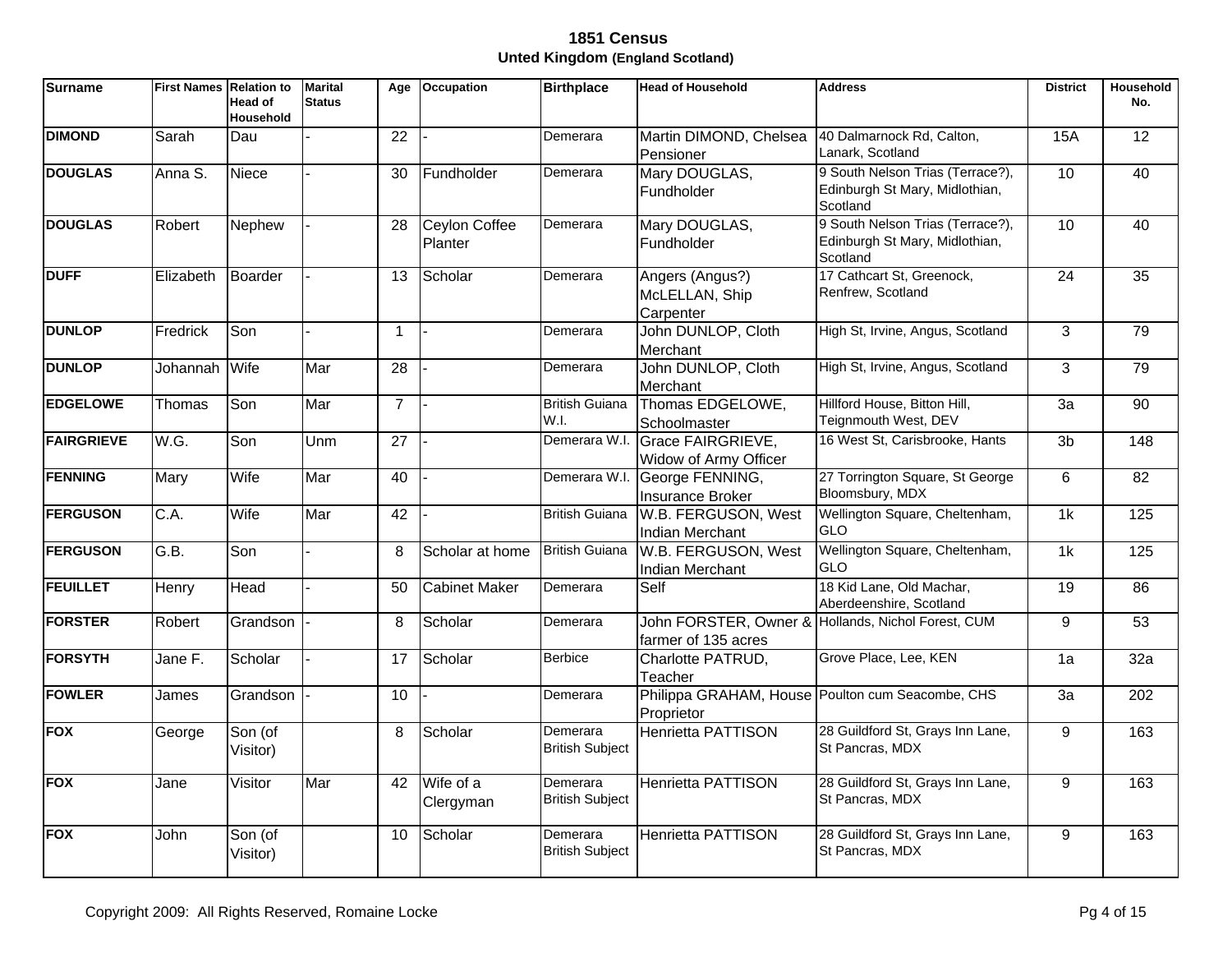# 1851 Census

## Unted Kingdom (England Scotland)

| Surname | First Names | Relation to Head of Household | Marital Status | Age | Occupation | Birthplace | Head of Household | Address | District | Household No. |
|---|---|---|---|---|---|---|---|---|---|---|
| **DIMOND** | Sarah | Dau | - | 22 | - | Demerara | Martin DIMOND, Chelsea Pensioner | 40 Dalmarnock Rd, Calton, Lanark, Scotland | 15A | 12 |
| **DOUGLAS** | Anna S. | Niece | - | 30 | Fundholder | Demerara | Mary DOUGLAS, Fundholder | 9 South Nelson Trias (Terrace?), Edinburgh St Mary, Midlothian, Scotland | 10 | 40 |
| **DOUGLAS** | Robert | Nephew | - | 28 | Ceylon Coffee Planter | Demerara | Mary DOUGLAS, Fundholder | 9 South Nelson Trias (Terrace?), Edinburgh St Mary, Midlothian, Scotland | 10 | 40 |
| **DUFF** | Elizabeth | Boarder | - | 13 | Scholar | Demerara | Angers (Angus?) McLELLAN, Ship Carpenter | 17 Cathcart St, Greenock, Renfrew, Scotland | 24 | 35 |
| **DUNLOP** | Fredrick | Son | - | 1 | - | Demerara | John DUNLOP, Cloth Merchant | High St, Irvine, Angus, Scotland | 3 | 79 |
| **DUNLOP** | Johannah | Wife | Mar | 28 | - | Demerara | John DUNLOP, Cloth Merchant | High St, Irvine, Angus, Scotland | 3 | 79 |
| **EDGELOWE** | Thomas | Son | Mar | 7 | - | British Guiana W.I. | Thomas EDGELOWE, Schoolmaster | Hillford House, Bitton Hill, Teignmouth West, DEV | 3a | 90 |
| **FAIRGRIEVE** | W.G. | Son | Unm | 27 | - | Demerara W.I. | Grace FAIRGRIEVE, Widow of Army Officer | 16 West St, Carisbrooke, Hants | 3b | 148 |
| **FENNING** | Mary | Wife | Mar | 40 | - | Demerara W.I. | George FENNING, Insurance Broker | 27 Torrington Square, St George Bloomsbury, MDX | 6 | 82 |
| **FERGUSON** | C.A. | Wife | Mar | 42 | - | British Guiana | W.B. FERGUSON, West Indian Merchant | Wellington Square, Cheltenham, GLO | 1k | 125 |
| **FERGUSON** | G.B. | Son | - | 8 | Scholar at home | British Guiana | W.B. FERGUSON, West Indian Merchant | Wellington Square, Cheltenham, GLO | 1k | 125 |
| **FEUILLET** | Henry | Head | - | 50 | Cabinet Maker | Demerara | Self | 18 Kid Lane, Old Machar, Aberdeenshire, Scotland | 19 | 86 |
| **FORSTER** | Robert | Grandson | - | 8 | Scholar | Demerara | John FORSTER, Owner & farmer of 135 acres | Hollands, Nichol Forest, CUM | 9 | 53 |
| **FORSYTH** | Jane F. | Scholar | - | 17 | Scholar | Berbice | Charlotte PATRUD, Teacher | Grove Place, Lee, KEN | 1a | 32a |
| **FOWLER** | James | Grandson | - | 10 | - | Demerara | Philippa GRAHAM, House Proprietor | Poulton cum Seacombe, CHS | 3a | 202 |
| **FOX** | George | Son (of Visitor) | | 8 | Scholar | Demerara British Subject | Henrietta PATTISON | 28 Guildford St, Grays Inn Lane, St Pancras, MDX | 9 | 163 |
| **FOX** | Jane | Visitor | Mar | 42 | Wife of a Clergyman | Demerara British Subject | Henrietta PATTISON | 28 Guildford St, Grays Inn Lane, St Pancras, MDX | 9 | 163 |
| **FOX** | John | Son (of Visitor) | | 10 | Scholar | Demerara British Subject | Henrietta PATTISON | 28 Guildford St, Grays Inn Lane, St Pancras, MDX | 9 | 163 |

Copyright 2009: All Rights Reserved, Romaine Locke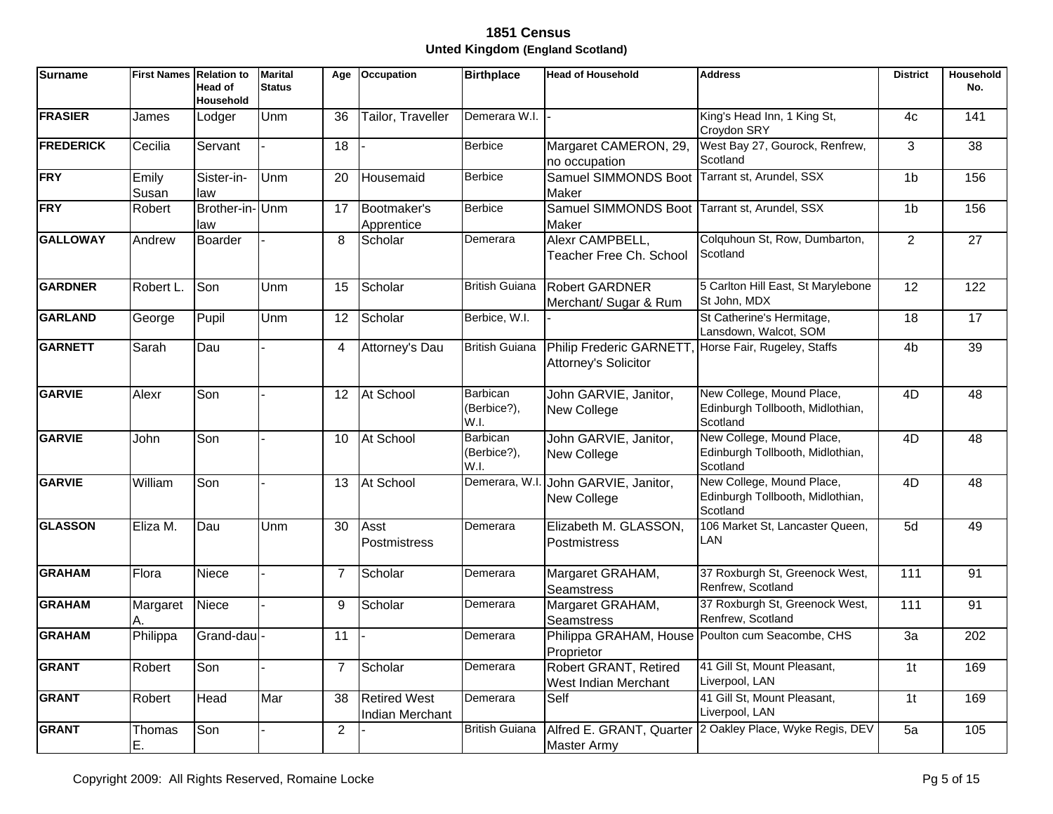# 1851 Census

## Unted Kingdom (England Scotland)

| Surname | First Names | Relation to Head of Household | Marital Status | Age | Occupation | Birthplace | Head of Household | Address | District | Household No. |
|---|---|---|---|---|---|---|---|---|---|---|
| **FRASIER** | James | Lodger | Unm | 36 | Tailor, Traveller | Demerara W.I. | - | King's Head Inn, 1 King St, Croydon SRY | 4c | 141 |
| **FREDERICK** | Cecilia | Servant | - | 18 | - | Berbice | Margaret CAMERON, 29, no occupation | West Bay 27, Gourock, Renfrew, Scotland | 3 | 38 |
| **FRY** | Emily Susan | Sister-in-law | Unm | 20 | Housemaid | Berbice | Samuel SIMMONDS Boot Maker | Tarrant st, Arundel, SSX | 1b | 156 |
| **FRY** | Robert | Brother-in-law | Unm | 17 | Bootmaker's Apprentice | Berbice | Samuel SIMMONDS Boot Maker | Tarrant st, Arundel, SSX | 1b | 156 |
| **GALLOWAY** | Andrew | Boarder | - | 8 | Scholar | Demerara | Alexr CAMPBELL, Teacher Free Ch. School | Colquhoun St, Row, Dumbarton, Scotland | 2 | 27 |
| **GARDNER** | Robert L. | Son | Unm | 15 | Scholar | British Guiana | Robert GARDNER Merchant/ Sugar & Rum | 5 Carlton Hill East, St Marylebone St John, MDX | 12 | 122 |
| **GARLAND** | George | Pupil | Unm | 12 | Scholar | Berbice, W.I. | - | St Catherine's Hermitage, Lansdown, Walcot, SOM | 18 | 17 |
| **GARNETT** | Sarah | Dau | - | 4 | Attorney's Dau | British Guiana | Philip Frederic GARNETT, Attorney's Solicitor | Horse Fair, Rugeley, Staffs | 4b | 39 |
| **GARVIE** | Alexr | Son | - | 12 | At School | Barbican (Berbice?), W.I. | John GARVIE, Janitor, New College | New College, Mound Place, Edinburgh Tollbooth, Midlothian, Scotland | 4D | 48 |
| **GARVIE** | John | Son | - | 10 | At School | Barbican (Berbice?), W.I. | John GARVIE, Janitor, New College | New College, Mound Place, Edinburgh Tollbooth, Midlothian, Scotland | 4D | 48 |
| **GARVIE** | William | Son | - | 13 | At School | Demerara, W.I. | John GARVIE, Janitor, New College | New College, Mound Place, Edinburgh Tollbooth, Midlothian, Scotland | 4D | 48 |
| **GLASSON** | Eliza M. | Dau | Unm | 30 | Asst Postmistress | Demerara | Elizabeth M. GLASSON, Postmistress | 106 Market St, Lancaster Queen, LAN | 5d | 49 |
| **GRAHAM** | Flora | Niece | - | 7 | Scholar | Demerara | Margaret GRAHAM, Seamstress | 37 Roxburgh St, Greenock West, Renfrew, Scotland | 111 | 91 |
| **GRAHAM** | Margaret A. | Niece | - | 9 | Scholar | Demerara | Margaret GRAHAM, Seamstress | 37 Roxburgh St, Greenock West, Renfrew, Scotland | 111 | 91 |
| **GRAHAM** | Philippa | Grand-dau | - | 11 | - | Demerara | Philippa GRAHAM, House Proprietor | Poulton cum Seacombe, CHS | 3a | 202 |
| **GRANT** | Robert | Son | - | 7 | Scholar | Demerara | Robert GRANT, Retired West Indian Merchant | 41 Gill St, Mount Pleasant, Liverpool, LAN | 1t | 169 |
| **GRANT** | Robert | Head | Mar | 38 | Retired West Indian Merchant | Demerara | Self | 41 Gill St, Mount Pleasant, Liverpool, LAN | 1t | 169 |
| **GRANT** | Thomas E. | Son | - | 2 | - | British Guiana | Alfred E. GRANT, Quarter Master Army | 2 Oakley Place, Wyke Regis, DEV | 5a | 105 |

Copyright 2009: All Rights Reserved, Romaine Locke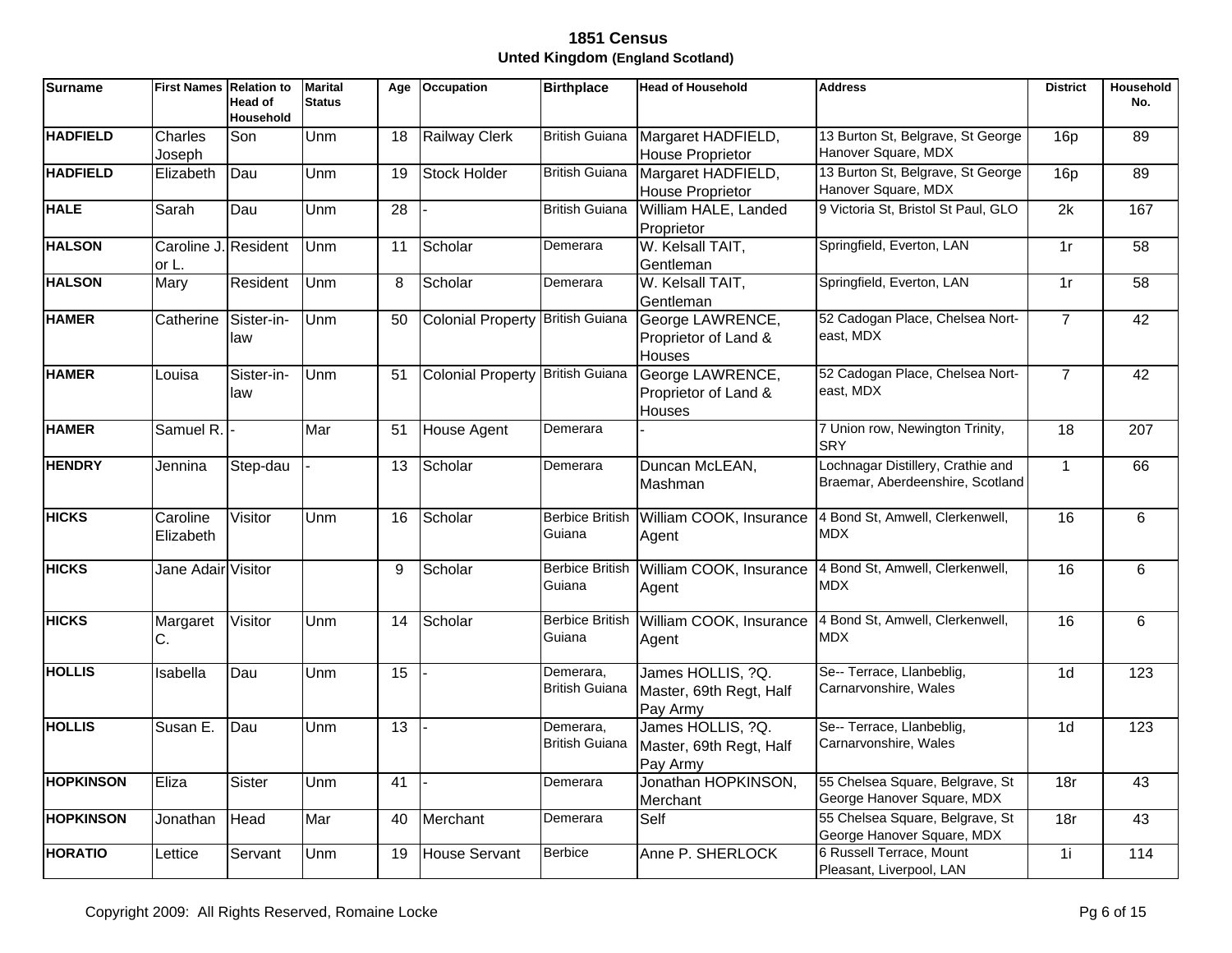# 1851 Census

## Unted Kingdom (England Scotland)

| Surname | First Names | Relation to Head of Household | Marital Status | Age | Occupation | Birthplace | Head of Household | Address | District | Household No. |
|---|---|---|---|---|---|---|---|---|---|---|
| **HADFIELD** | Charles Joseph | Son | Unm | 18 | Railway Clerk | British Guiana | Margaret HADFIELD, House Proprietor | 13 Burton St, Belgrave, St George Hanover Square, MDX | 16p | 89 |
| **HADFIELD** | Elizabeth | Dau | Unm | 19 | Stock Holder | British Guiana | Margaret HADFIELD, House Proprietor | 13 Burton St, Belgrave, St George Hanover Square, MDX | 16p | 89 |
| **HALE** | Sarah | Dau | Unm | 28 | - | British Guiana | William HALE, Landed Proprietor | 9 Victoria St, Bristol St Paul, GLO | 2k | 167 |
| **HALSON** | Caroline J. or L. | Resident | Unm | 11 | Scholar | Demerara | W. Kelsall TAIT, Gentleman | Springfield, Everton, LAN | 1r | 58 |
| **HALSON** | Mary | Resident | Unm | 8 | Scholar | Demerara | W. Kelsall TAIT, Gentleman | Springfield, Everton, LAN | 1r | 58 |
| **HAMER** | Catherine | Sister-in-law | Unm | 50 | Colonial Property | British Guiana | George LAWRENCE, Proprietor of Land & Houses | 52 Cadogan Place, Chelsea Nort-east, MDX | 7 | 42 |
| **HAMER** | Louisa | Sister-in-law | Unm | 51 | Colonial Property | British Guiana | George LAWRENCE, Proprietor of Land & Houses | 52 Cadogan Place, Chelsea Nort-east, MDX | 7 | 42 |
| **HAMER** | Samuel R. | - | Mar | 51 | House Agent | Demerara | - | 7 Union row, Newington Trinity, SRY | 18 | 207 |
| **HENDRY** | Jennina | Step-dau | - | 13 | Scholar | Demerara | Duncan McLEAN, Mashman | Lochnagar Distillery, Crathie and Braemar, Aberdeenshire, Scotland | 1 | 66 |
| **HICKS** | Caroline Elizabeth | Visitor | Unm | 16 | Scholar | Berbice British Guiana | William COOK, Insurance Agent | 4 Bond St, Amwell, Clerkenwell, MDX | 16 | 6 |
| **HICKS** | Jane Adair | Visitor | | 9 | Scholar | Berbice British Guiana | William COOK, Insurance Agent | 4 Bond St, Amwell, Clerkenwell, MDX | 16 | 6 |
| **HICKS** | Margaret C. | Visitor | Unm | 14 | Scholar | Berbice British Guiana | William COOK, Insurance Agent | 4 Bond St, Amwell, Clerkenwell, MDX | 16 | 6 |
| **HOLLIS** | Isabella | Dau | Unm | 15 | - | Demerara, British Guiana | James HOLLIS, ?Q. Master, 69th Regt, Half Pay Army | Se-- Terrace, Llanbeblig, Carnarvonshire, Wales | 1d | 123 |
| **HOLLIS** | Susan E. | Dau | Unm | 13 | - | Demerara, British Guiana | James HOLLIS, ?Q. Master, 69th Regt, Half Pay Army | Se-- Terrace, Llanbeblig, Carnarvonshire, Wales | 1d | 123 |
| **HOPKINSON** | Eliza | Sister | Unm | 41 | - | Demerara | Jonathan HOPKINSON, Merchant | 55 Chelsea Square, Belgrave, St George Hanover Square, MDX | 18r | 43 |
| **HOPKINSON** | Jonathan | Head | Mar | 40 | Merchant | Demerara | Self | 55 Chelsea Square, Belgrave, St George Hanover Square, MDX | 18r | 43 |
| **HORATIO** | Lettice | Servant | Unm | 19 | House Servant | Berbice | Anne P. SHERLOCK | 6 Russell Terrace, Mount Pleasant, Liverpool, LAN | 1i | 114 |

Copyright 2009: All Rights Reserved, Romaine Locke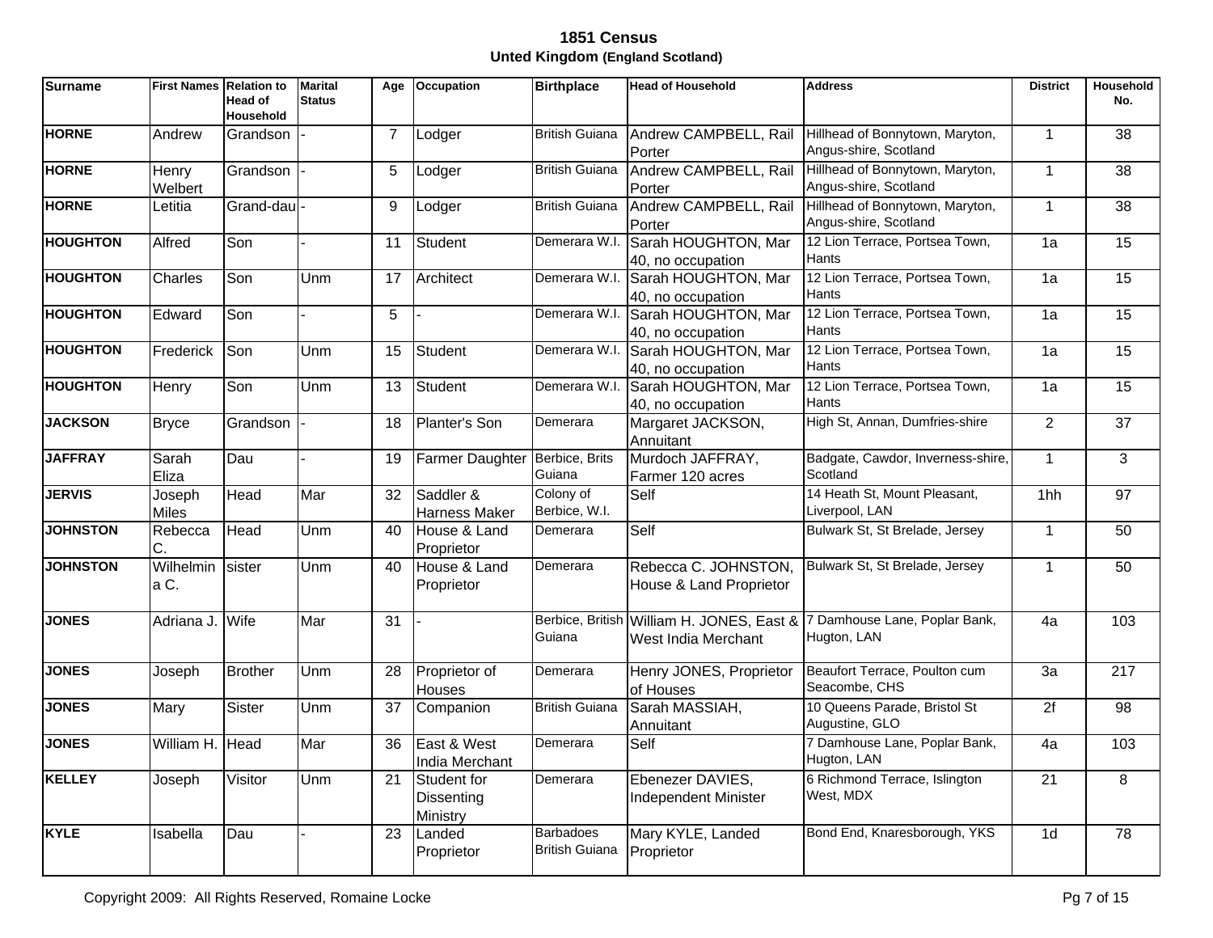# 1851 Census

## Unted Kingdom (England Scotland)

| Surname | First Names | Relation to Head of Household | Marital Status | Age | Occupation | Birthplace | Head of Household | Address | District | Household No. |
|---|---|---|---|---|---|---|---|---|---|---|
| HORNE | Andrew | Grandson | - | 7 | Lodger | British Guiana | Andrew CAMPBELL, Rail Porter | Hillhead of Bonnytown, Maryton, Angus-shire, Scotland | 1 | 38 |
| HORNE | Henry Welbert | Grandson | - | 5 | Lodger | British Guiana | Andrew CAMPBELL, Rail Porter | Hillhead of Bonnytown, Maryton, Angus-shire, Scotland | 1 | 38 |
| HORNE | Letitia | Grand-dau | - | 9 | Lodger | British Guiana | Andrew CAMPBELL, Rail Porter | Hillhead of Bonnytown, Maryton, Angus-shire, Scotland | 1 | 38 |
| HOUGHTON | Alfred | Son | - | 11 | Student | Demerara W.I. | Sarah HOUGHTON, Mar 40, no occupation | 12 Lion Terrace, Portsea Town, Hants | 1a | 15 |
| HOUGHTON | Charles | Son | Unm | 17 | Architect | Demerara W.I. | Sarah HOUGHTON, Mar 40, no occupation | 12 Lion Terrace, Portsea Town, Hants | 1a | 15 |
| HOUGHTON | Edward | Son | - | 5 | - | Demerara W.I. | Sarah HOUGHTON, Mar 40, no occupation | 12 Lion Terrace, Portsea Town, Hants | 1a | 15 |
| HOUGHTON | Frederick | Son | Unm | 15 | Student | Demerara W.I. | Sarah HOUGHTON, Mar 40, no occupation | 12 Lion Terrace, Portsea Town, Hants | 1a | 15 |
| HOUGHTON | Henry | Son | Unm | 13 | Student | Demerara W.I. | Sarah HOUGHTON, Mar 40, no occupation | 12 Lion Terrace, Portsea Town, Hants | 1a | 15 |
| JACKSON | Bryce | Grandson | - | 18 | Planter's Son | Demerara | Margaret JACKSON, Annuitant | High St, Annan, Dumfries-shire | 2 | 37 |
| JAFFRAY | Sarah Eliza | Dau | - | 19 | Farmer Daughter | Berbice, Brits Guiana | Murdoch JAFFRAY, Farmer 120 acres | Badgate, Cawdor, Inverness-shire, Scotland | 1 | 3 |
| JERVIS | Joseph Miles | Head | Mar | 32 | Saddler & Harness Maker | Colony of Berbice, W.I. | Self | 14 Heath St, Mount Pleasant, Liverpool, LAN | 1hh | 97 |
| JOHNSTON | Rebecca C. | Head | Unm | 40 | House & Land Proprietor | Demerara | Self | Bulwark St, St Brelade, Jersey | 1 | 50 |
| JOHNSTON | Wilhelmina C. | sister | Unm | 40 | House & Land Proprietor | Demerara | Rebecca C. JOHNSTON, House & Land Proprietor | Bulwark St, St Brelade, Jersey | 1 | 50 |
| JONES | Adriana J. | Wife | Mar | 31 | - | Berbice, British Guiana | William H. JONES, East & West India Merchant | 7 Damhouse Lane, Poplar Bank, Hugton, LAN | 4a | 103 |
| JONES | Joseph | Brother | Unm | 28 | Proprietor of Houses | Demerara | Henry JONES, Proprietor of Houses | Beaufort Terrace, Poulton cum Seacombe, CHS | 3a | 217 |
| JONES | Mary | Sister | Unm | 37 | Companion | British Guiana | Sarah MASSIAH, Annuitant | 10 Queens Parade, Bristol St Augustine, GLO | 2f | 98 |
| JONES | William H. | Head | Mar | 36 | East & West India Merchant | Demerara | Self | 7 Damhouse Lane, Poplar Bank, Hugton, LAN | 4a | 103 |
| KELLEY | Joseph | Visitor | Unm | 21 | Student for Dissenting Ministry | Demerara | Ebenezer DAVIES, Independent Minister | 6 Richmond Terrace, Islington West, MDX | 21 | 8 |
| KYLE | Isabella | Dau | - | 23 | Landed Proprietor | Barbadoes British Guiana | Mary KYLE, Landed Proprietor | Bond End, Knaresborough, YKS | 1d | 78 |

Copyright 2009: All Rights Reserved, Romaine Locke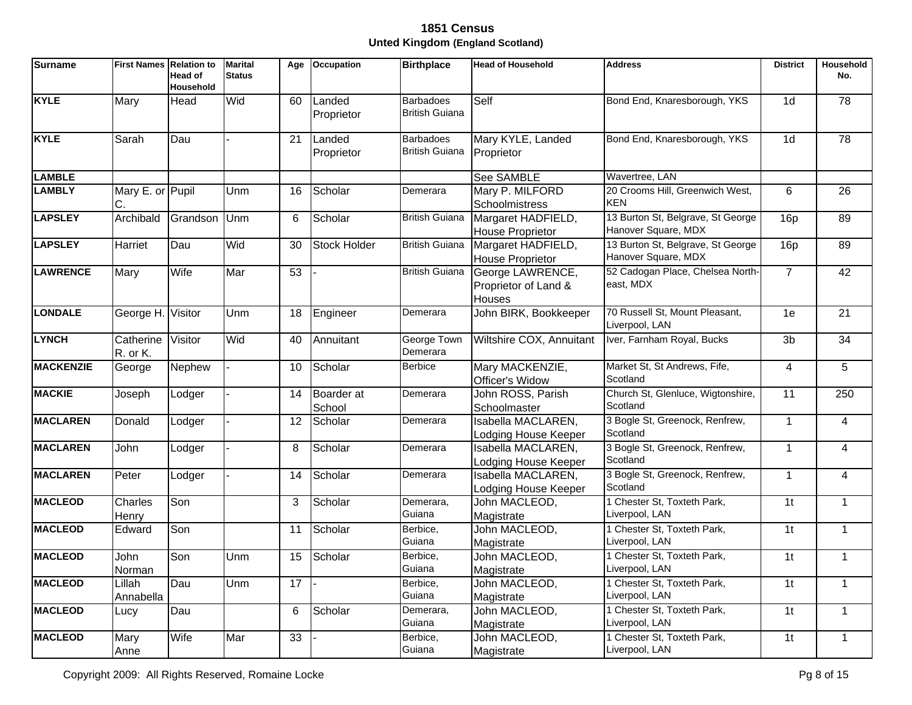# 1851 Census

## Unted Kingdom (England Scotland)

| Surname | First Names | Relation to Head of Household | Marital Status | Age | Occupation | Birthplace | Head of Household | Address | District | Household No. |
|---|---|---|---|---|---|---|---|---|---|---|
| **KYLE** | Mary | Head | Wid | 60 | Landed Proprietor | Barbadoes British Guiana | Self | Bond End, Knaresborough, YKS | 1d | 78 |
| **KYLE** | Sarah | Dau | - | 21 | Landed Proprietor | Barbadoes British Guiana | Mary KYLE, Landed Proprietor | Bond End, Knaresborough, YKS | 1d | 78 |
| **LAMBLE** | | | | | | | See SAMBLE | Wavertree, LAN | | |
| **LAMBLY** | Mary E. or C. | Pupil | Unm | 16 | Scholar | Demerara | Mary P. MILFORD Schoolmistress | 20 Crooms Hill, Greenwich West, KEN | 6 | 26 |
| **LAPSLEY** | Archibald | Grandson | Unm | 6 | Scholar | British Guiana | Margaret HADFIELD, House Proprietor | 13 Burton St, Belgrave, St George Hanover Square, MDX | 16p | 89 |
| **LAPSLEY** | Harriet | Dau | Wid | 30 | Stock Holder | British Guiana | Margaret HADFIELD, House Proprietor | 13 Burton St, Belgrave, St George Hanover Square, MDX | 16p | 89 |
| **LAWRENCE** | Mary | Wife | Mar | 53 | - | British Guiana | George LAWRENCE, Proprietor of Land & Houses | 52 Cadogan Place, Chelsea North-east, MDX | 7 | 42 |
| **LONDALE** | George H. | Visitor | Unm | 18 | Engineer | Demerara | John BIRK, Bookkeeper | 70 Russell St, Mount Pleasant, Liverpool, LAN | 1e | 21 |
| **LYNCH** | Catherine R. or K. | Visitor | Wid | 40 | Annuitant | George Town Demerara | Wiltshire COX, Annuitant | Iver, Farnham Royal, Bucks | 3b | 34 |
| **MACKENZIE** | George | Nephew | - | 10 | Scholar | Berbice | Mary MACKENZIE, Officer's Widow | Market St, St Andrews, Fife, Scotland | 4 | 5 |
| **MACKIE** | Joseph | Lodger | - | 14 | Boarder at School | Demerara | John ROSS, Parish Schoolmaster | Church St, Glenluce, Wigtonshire, Scotland | 11 | 250 |
| **MACLAREN** | Donald | Lodger | - | 12 | Scholar | Demerara | Isabella MACLAREN, Lodging House Keeper | 3 Bogle St, Greenock, Renfrew, Scotland | 1 | 4 |
| **MACLAREN** | John | Lodger | - | 8 | Scholar | Demerara | Isabella MACLAREN, Lodging House Keeper | 3 Bogle St, Greenock, Renfrew, Scotland | 1 | 4 |
| **MACLAREN** | Peter | Lodger | - | 14 | Scholar | Demerara | Isabella MACLAREN, Lodging House Keeper | 3 Bogle St, Greenock, Renfrew, Scotland | 1 | 4 |
| **MACLEOD** | Charles Henry | Son | | 3 | Scholar | Demerara, Guiana | John MACLEOD, Magistrate | 1 Chester St, Toxteth Park, Liverpool, LAN | 1t | 1 |
| **MACLEOD** | Edward | Son | | 11 | Scholar | Berbice, Guiana | John MACLEOD, Magistrate | 1 Chester St, Toxteth Park, Liverpool, LAN | 1t | 1 |
| **MACLEOD** | John Norman | Son | Unm | 15 | Scholar | Berbice, Guiana | John MACLEOD, Magistrate | 1 Chester St, Toxteth Park, Liverpool, LAN | 1t | 1 |
| **MACLEOD** | Lillah Annabella | Dau | Unm | 17 | - | Berbice, Guiana | John MACLEOD, Magistrate | 1 Chester St, Toxteth Park, Liverpool, LAN | 1t | 1 |
| **MACLEOD** | Lucy | Dau | | 6 | Scholar | Demerara, Guiana | John MACLEOD, Magistrate | 1 Chester St, Toxteth Park, Liverpool, LAN | 1t | 1 |
| **MACLEOD** | Mary Anne | Wife | Mar | 33 | - | Berbice, Guiana | John MACLEOD, Magistrate | 1 Chester St, Toxteth Park, Liverpool, LAN | 1t | 1 |

Copyright 2009: All Rights Reserved, Romaine Locke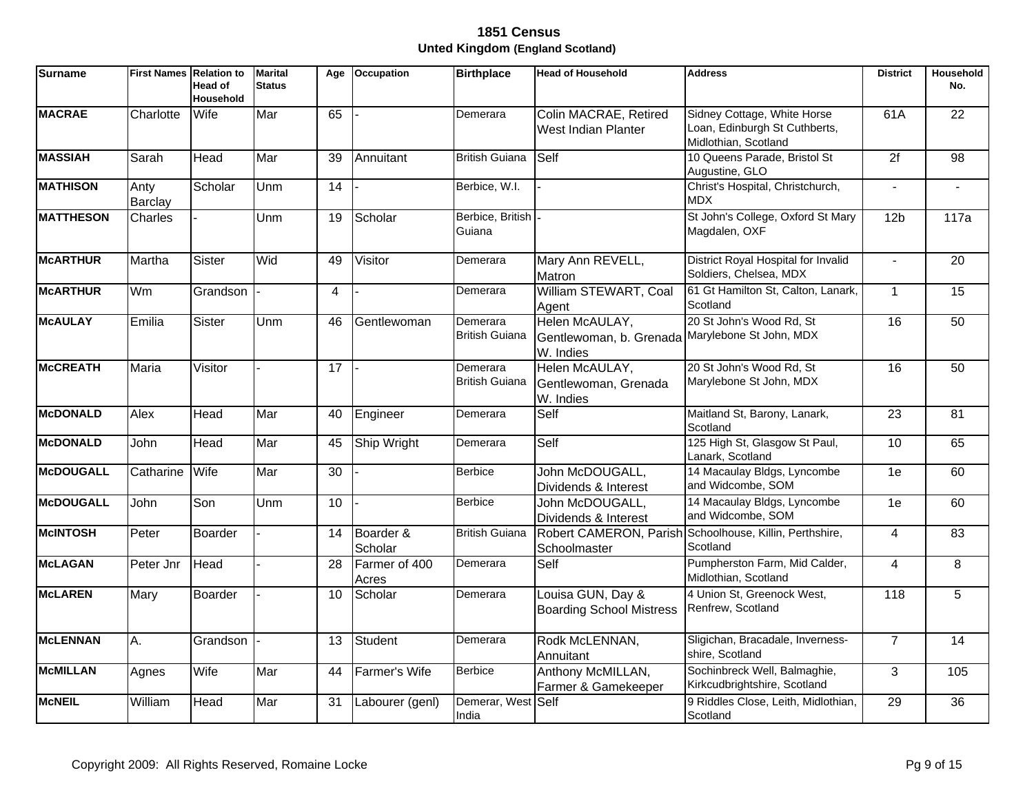# 1851 Census

## Unted Kingdom (England Scotland)

| Surname | First Names | Relation to Head of Household | Marital Status | Age | Occupation | Birthplace | Head of Household | Address | District | Household No. |
|---|---|---|---|---|---|---|---|---|---|---|
| **MACRAE** | Charlotte | Wife | Mar | 65 | - | Demerara | Colin MACRAE, Retired West Indian Planter | Sidney Cottage, White Horse Loan, Edinburgh St Cuthberts, Midlothian, Scotland | 61A | 22 |
| **MASSIAH** | Sarah | Head | Mar | 39 | Annuitant | British Guiana | Self | 10 Queens Parade, Bristol St Augustine, GLO | 2f | 98 |
| **MATHISON** | Anty Barclay | Scholar | Unm | 14 | - | Berbice, W.I. | - | Christ's Hospital, Christchurch, MDX | - | - |
| **MATTHESON** | Charles | - | Unm | 19 | Scholar | Berbice, British Guiana | - | St John's College, Oxford St Mary Magdalen, OXF | 12b | 117a |
| **McARTHUR** | Martha | Sister | Wid | 49 | Visitor | Demerara | Mary Ann REVELL, Matron | District Royal Hospital for Invalid Soldiers, Chelsea, MDX | - | 20 |
| **McARTHUR** | Wm | Grandson | - | 4 | - | Demerara | William STEWART, Coal Agent | 61 Gt Hamilton St, Calton, Lanark, Scotland | 1 | 15 |
| **McAULAY** | Emilia | Sister | Unm | 46 | Gentlewoman | Demerara British Guiana | Helen McAULAY, Gentlewoman, b. Grenada W. Indies | 20 St John's Wood Rd, St Marylebone St John, MDX | 16 | 50 |
| **McCREATH** | Maria | Visitor | - | 17 | - | Demerara British Guiana | Helen McAULAY, Gentlewoman, Grenada W. Indies | 20 St John's Wood Rd, St Marylebone St John, MDX | 16 | 50 |
| **McDONALD** | Alex | Head | Mar | 40 | Engineer | Demerara | Self | Maitland St, Barony, Lanark, Scotland | 23 | 81 |
| **McDONALD** | John | Head | Mar | 45 | Ship Wright | Demerara | Self | 125 High St, Glasgow St Paul, Lanark, Scotland | 10 | 65 |
| **McDOUGALL** | Catharine | Wife | Mar | 30 | - | Berbice | John McDOUGALL, Dividends & Interest | 14 Macaulay Bldgs, Lyncombe and Widcombe, SOM | 1e | 60 |
| **McDOUGALL** | John | Son | Unm | 10 | - | Berbice | John McDOUGALL, Dividends & Interest | 14 Macaulay Bldgs, Lyncombe and Widcombe, SOM | 1e | 60 |
| **McINTOSH** | Peter | Boarder | - | 14 | Boarder & Scholar | British Guiana | Robert CAMERON, Parish Schoolmaster | Schoolhouse, Killin, Perthshire, Scotland | 4 | 83 |
| **McLAGAN** | Peter Jnr | Head | - | 28 | Farmer of 400 Acres | Demerara | Self | Pumpherston Farm, Mid Calder, Midlothian, Scotland | 4 | 8 |
| **McLAREN** | Mary | Boarder | - | 10 | Scholar | Demerara | Louisa GUN, Day & Boarding School Mistress | 4 Union St, Greenock West, Renfrew, Scotland | 118 | 5 |
| **McLENNAN** | A. | Grandson | - | 13 | Student | Demerara | Rodk McLENNAN, Annuitant | Sligichan, Bracadale, Inverness-shire, Scotland | 7 | 14 |
| **McMILLAN** | Agnes | Wife | Mar | 44 | Farmer's Wife | Berbice | Anthony McMILLAN, Farmer & Gamekeeper | Sochinbreck Well, Balmaghie, Kirkcudbrightshire, Scotland | 3 | 105 |
| **McNEIL** | William | Head | Mar | 31 | Labourer (genl) | Demerar, West India | Self | 9 Riddles Close, Leith, Midlothian, Scotland | 29 | 36 |

Copyright 2009: All Rights Reserved, Romaine Locke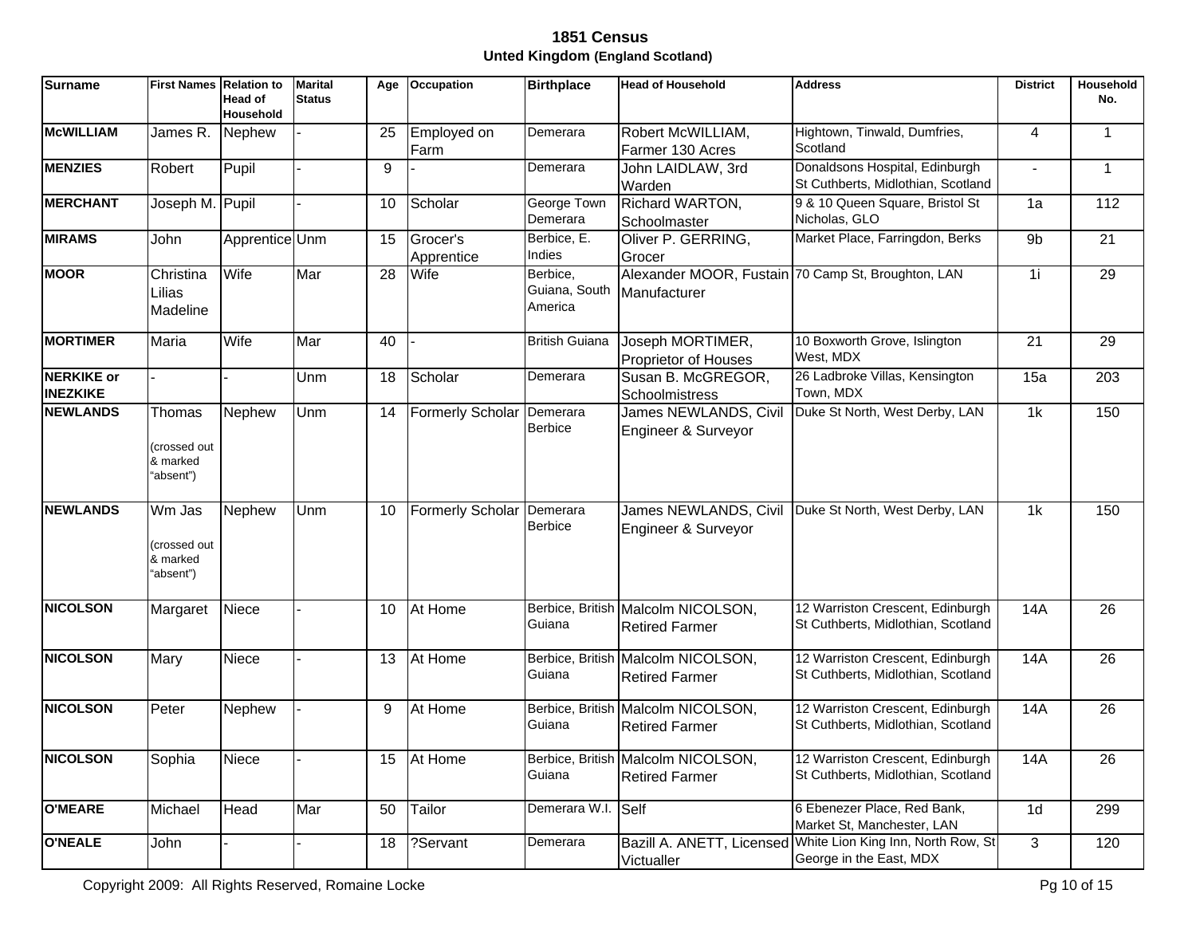# 1851 Census

## Unted Kingdom (England Scotland)

| Surname | First Names | Relation to Head of Household | Marital Status | Age | Occupation | Birthplace | Head of Household | Address | District | Household No. |
|---|---|---|---|---|---|---|---|---|---|---|
| **McWILLIAM** | James R. | Nephew | - | 25 | Employed on Farm | Demerara | Robert McWILLIAM, Farmer 130 Acres | Hightown, Tinwald, Dumfries, Scotland | 4 | 1 |
| **MENZIES** | Robert | Pupil | - | 9 | - | Demerara | John LAIDLAW, 3rd Warden | Donaldsons Hospital, Edinburgh St Cuthberts, Midlothian, Scotland | - | 1 |
| **MERCHANT** | Joseph M. | Pupil | - | 10 | Scholar | George Town Demerara | Richard WARTON, Schoolmaster | 9 & 10 Queen Square, Bristol St Nicholas, GLO | 1a | 112 |
| **MIRAMS** | John | Apprentice | Unm | 15 | Grocer's Apprentice | Berbice, E. Indies | Oliver P. GERRING, Grocer | Market Place, Farringdon, Berks | 9b | 21 |
| **MOOR** | Christina Lilias Madeline | Wife | Mar | 28 | Wife | Berbice, Guiana, South America | Alexander MOOR, Fustain Manufacturer | 70 Camp St, Broughton, LAN | 1i | 29 |
| **MORTIMER** | Maria | Wife | Mar | 40 | - | British Guiana | Joseph MORTIMER, Proprietor of Houses | 10 Boxworth Grove, Islington West, MDX | 21 | 29 |
| **NERKIKE or INEZKIKE** | - | - | Unm | 18 | Scholar | Demerara | Susan B. McGREGOR, Schoolmistress | 26 Ladbroke Villas, Kensington Town, MDX | 15a | 203 |
| **NEWLANDS** | Thomas (crossed out & marked "absent") | Nephew | Unm | 14 | Formerly Scholar | Demerara Berbice | James NEWLANDS, Civil Engineer & Surveyor | Duke St North, West Derby, LAN | 1k | 150 |
| **NEWLANDS** | Wm Jas (crossed out & marked "absent") | Nephew | Unm | 10 | Formerly Scholar | Demerara Berbice | James NEWLANDS, Civil Engineer & Surveyor | Duke St North, West Derby, LAN | 1k | 150 |
| **NICOLSON** | Margaret | Niece | - | 10 | At Home | Berbice, British Guiana | Malcolm NICOLSON, Retired Farmer | 12 Warriston Crescent, Edinburgh St Cuthberts, Midlothian, Scotland | 14A | 26 |
| **NICOLSON** | Mary | Niece | - | 13 | At Home | Berbice, British Guiana | Malcolm NICOLSON, Retired Farmer | 12 Warriston Crescent, Edinburgh St Cuthberts, Midlothian, Scotland | 14A | 26 |
| **NICOLSON** | Peter | Nephew | - | 9 | At Home | Berbice, British Guiana | Malcolm NICOLSON, Retired Farmer | 12 Warriston Crescent, Edinburgh St Cuthberts, Midlothian, Scotland | 14A | 26 |
| **NICOLSON** | Sophia | Niece | - | 15 | At Home | Berbice, British Guiana | Malcolm NICOLSON, Retired Farmer | 12 Warriston Crescent, Edinburgh St Cuthberts, Midlothian, Scotland | 14A | 26 |
| **O'MEARE** | Michael | Head | Mar | 50 | Tailor | Demerara W.I. | Self | 6 Ebenezer Place, Red Bank, Market St, Manchester, LAN | 1d | 299 |
| **O'NEALE** | John | - | - | 18 | ?Servant | Demerara | Bazill A. ANETT, Licensed Victualler | White Lion King Inn, North Row, St George in the East, MDX | 3 | 120 |

Copyright 2009: All Rights Reserved, Romaine Locke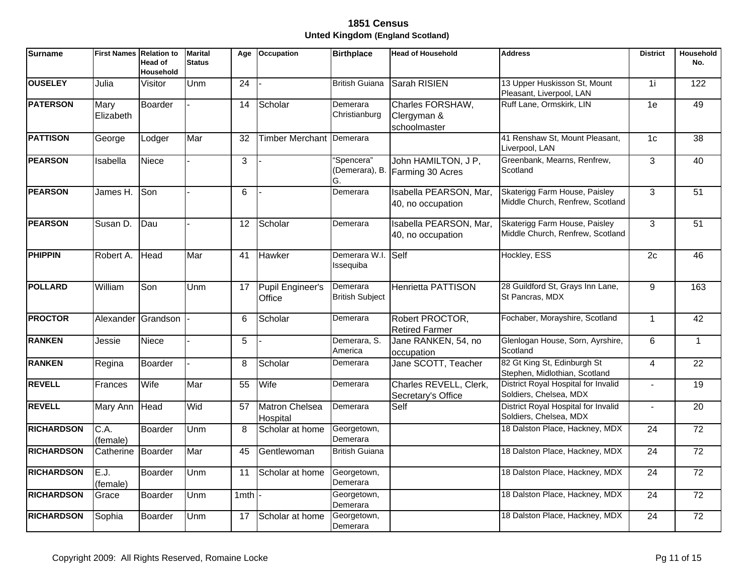# 1851 Census

## Unted Kingdom (England Scotland)

| Surname | First Names | Relation to Head of Household | Marital Status | Age | Occupation | Birthplace | Head of Household | Address | District | Household No. |
|---|---|---|---|---|---|---|---|---|---|---|
| **OUSELEY** | Julia | Visitor | Unm | 24 | - | British Guiana | Sarah RISIEN | 13 Upper Huskisson St, Mount Pleasant, Liverpool, LAN | 1i | 122 |
| **PATERSON** | Mary Elizabeth | Boarder | - | 14 | Scholar | Demerara Christianburg | Charles FORSHAW, Clergyman & schoolmaster | Ruff Lane, Ormskirk, LIN | 1e | 49 |
| **PATTISON** | George | Lodger | Mar | 32 | Timber Merchant | Demerara | | 41 Renshaw St, Mount Pleasant, Liverpool, LAN | 1c | 38 |
| **PEARSON** | Isabella | Niece | - | 3 | - | "Spencera" (Demerara), B. G. | John HAMILTON, J P, Farming 30 Acres | Greenbank, Mearns, Renfrew, Scotland | 3 | 40 |
| **PEARSON** | James H. | Son | - | 6 | - | Demerara | Isabella PEARSON, Mar, 40, no occupation | Skaterigg Farm House, Paisley Middle Church, Renfrew, Scotland | 3 | 51 |
| **PEARSON** | Susan D. | Dau | - | 12 | Scholar | Demerara | Isabella PEARSON, Mar, 40, no occupation | Skaterigg Farm House, Paisley Middle Church, Renfrew, Scotland | 3 | 51 |
| **PHIPPIN** | Robert A. | Head | Mar | 41 | Hawker | Demerara W.I. Issequiba | Self | Hockley, ESS | 2c | 46 |
| **POLLARD** | William | Son | Unm | 17 | Pupil Engineer's Office | Demerara British Subject | Henrietta PATTISON | 28 Guildford St, Grays Inn Lane, St Pancras, MDX | 9 | 163 |
| **PROCTOR** | Alexander | Grandson | - | 6 | Scholar | Demerara | Robert PROCTOR, Retired Farmer | Fochaber, Morayshire, Scotland | 1 | 42 |
| **RANKEN** | Jessie | Niece | - | 5 | - | Demerara, S. America | Jane RANKEN, 54, no occupation | Glenlogan House, Sorn, Ayrshire, Scotland | 6 | 1 |
| **RANKEN** | Regina | Boarder | - | 8 | Scholar | Demerara | Jane SCOTT, Teacher | 82 Gt King St, Edinburgh St Stephen, Midlothian, Scotland | 4 | 22 |
| **REVELL** | Frances | Wife | Mar | 55 | Wife | Demerara | Charles REVELL, Clerk, Secretary's Office | District Royal Hospital for Invalid Soldiers, Chelsea, MDX | - | 19 |
| **REVELL** | Mary Ann | Head | Wid | 57 | Matron Chelsea Hospital | Demerara | Self | District Royal Hospital for Invalid Soldiers, Chelsea, MDX | - | 20 |
| **RICHARDSON** | C.A. (female) | Boarder | Unm | 8 | Scholar at home | Georgetown, Demerara | | 18 Dalston Place, Hackney, MDX | 24 | 72 |
| **RICHARDSON** | Catherine | Boarder | Mar | 45 | Gentlewoman | British Guiana | | 18 Dalston Place, Hackney, MDX | 24 | 72 |
| **RICHARDSON** | E.J. (female) | Boarder | Unm | 11 | Scholar at home | Georgetown, Demerara | | 18 Dalston Place, Hackney, MDX | 24 | 72 |
| **RICHARDSON** | Grace | Boarder | Unm | 1mth | - | Georgetown, Demerara | | 18 Dalston Place, Hackney, MDX | 24 | 72 |
| **RICHARDSON** | Sophia | Boarder | Unm | 17 | Scholar at home | Georgetown, Demerara | | 18 Dalston Place, Hackney, MDX | 24 | 72 |

Copyright 2009: All Rights Reserved, Romaine Locke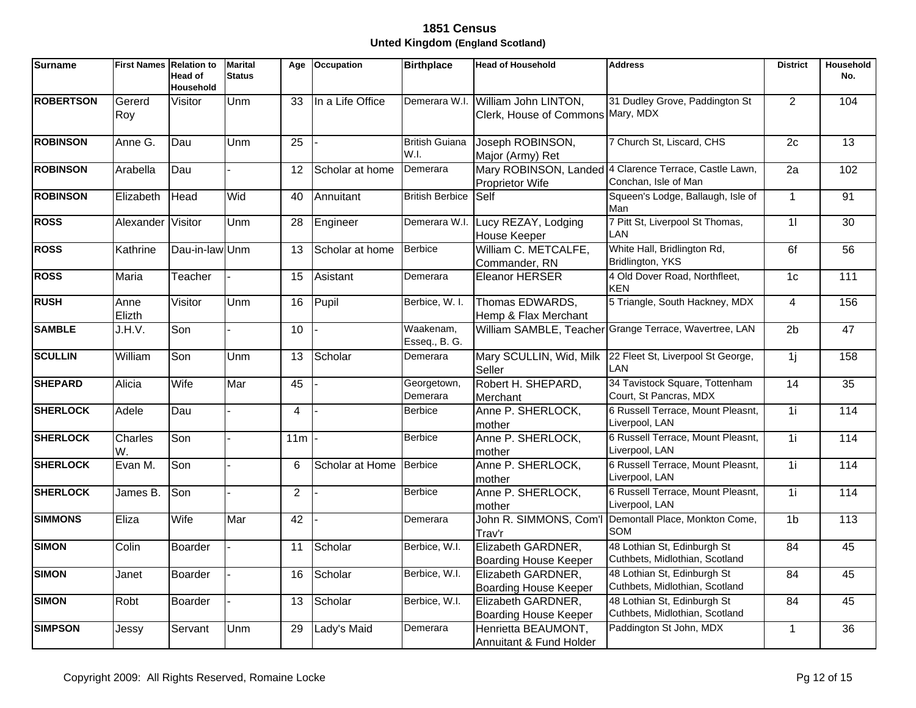# 1851 Census

## Unted Kingdom (England Scotland)

| Surname | First Names | Relation to Head of Household | Marital Status | Age | Occupation | Birthplace | Head of Household | Address | District | Household No. |
|---|---|---|---|---|---|---|---|---|---|---|
| **ROBERTSON** | Gererd Roy | Visitor | Unm | 33 | In a Life Office | Demerara W.I. | William John LINTON, Clerk, House of Commons | 31 Dudley Grove, Paddington St Mary, MDX | 2 | 104 |
| **ROBINSON** | Anne G. | Dau | Unm | 25 | - | British Guiana W.I. | Joseph ROBINSON, Major (Army) Ret | 7 Church St, Liscard, CHS | 2c | 13 |
| **ROBINSON** | Arabella | Dau | - | 12 | Scholar at home | Demerara | Mary ROBINSON, Landed Proprietor Wife | 4 Clarence Terrace, Castle Lawn, Conchan, Isle of Man | 2a | 102 |
| **ROBINSON** | Elizabeth | Head | Wid | 40 | Annuitant | British Berbice | Self | Squeen's Lodge, Ballaugh, Isle of Man | 1 | 91 |
| **ROSS** | Alexander | Visitor | Unm | 28 | Engineer | Demerara W.I. | Lucy REZAY, Lodging House Keeper | 7 Pitt St, Liverpool St Thomas, LAN | 1l | 30 |
| **ROSS** | Kathrine | Dau-in-law | Unm | 13 | Scholar at home | Berbice | William C. METCALFE, Commander, RN | White Hall, Bridlington Rd, Bridlington, YKS | 6f | 56 |
| **ROSS** | Maria | Teacher | - | 15 | Asistant | Demerara | Eleanor HERSER | 4 Old Dover Road, Northfleet, KEN | 1c | 111 |
| **RUSH** | Anne Elizth | Visitor | Unm | 16 | Pupil | Berbice, W. I. | Thomas EDWARDS, Hemp & Flax Merchant | 5 Triangle, South Hackney, MDX | 4 | 156 |
| **SAMBLE** | J.H.V. | Son | - | 10 | - | Waakenam, Esseq., B. G. | William SAMBLE, Teacher | Grange Terrace, Wavertree, LAN | 2b | 47 |
| **SCULLIN** | William | Son | Unm | 13 | Scholar | Demerara | Mary SCULLIN, Wid, Milk Seller | 22 Fleet St, Liverpool St George, LAN | 1j | 158 |
| **SHEPARD** | Alicia | Wife | Mar | 45 | - | Georgetown, Demerara | Robert H. SHEPARD, Merchant | 34 Tavistock Square, Tottenham Court, St Pancras, MDX | 14 | 35 |
| **SHERLOCK** | Adele | Dau | - | 4 | - | Berbice | Anne P. SHERLOCK, mother | 6 Russell Terrace, Mount Pleasnt, Liverpool, LAN | 1i | 114 |
| **SHERLOCK** | Charles W. | Son | - | 11m | - | Berbice | Anne P. SHERLOCK, mother | 6 Russell Terrace, Mount Pleasnt, Liverpool, LAN | 1i | 114 |
| **SHERLOCK** | Evan M. | Son | - | 6 | Scholar at Home | Berbice | Anne P. SHERLOCK, mother | 6 Russell Terrace, Mount Pleasnt, Liverpool, LAN | 1i | 114 |
| **SHERLOCK** | James B. | Son | - | 2 | - | Berbice | Anne P. SHERLOCK, mother | 6 Russell Terrace, Mount Pleasnt, Liverpool, LAN | 1i | 114 |
| **SIMMONS** | Eliza | Wife | Mar | 42 | - | Demerara | John R. SIMMONS, Com'l Trav'r | Demontall Place, Monkton Come, SOM | 1b | 113 |
| **SIMON** | Colin | Boarder | - | 11 | Scholar | Berbice, W.I. | Elizabeth GARDNER, Boarding House Keeper | 48 Lothian St, Edinburgh St Cuthbets, Midlothian, Scotland | 84 | 45 |
| **SIMON** | Janet | Boarder | - | 16 | Scholar | Berbice, W.I. | Elizabeth GARDNER, Boarding House Keeper | 48 Lothian St, Edinburgh St Cuthbets, Midlothian, Scotland | 84 | 45 |
| **SIMON** | Robt | Boarder | - | 13 | Scholar | Berbice, W.I. | Elizabeth GARDNER, Boarding House Keeper | 48 Lothian St, Edinburgh St Cuthbets, Midlothian, Scotland | 84 | 45 |
| **SIMPSON** | Jessy | Servant | Unm | 29 | Lady's Maid | Demerara | Henrietta BEAUMONT, Annuitant & Fund Holder | Paddington St John, MDX | 1 | 36 |

Copyright 2009: All Rights Reserved, Romaine Locke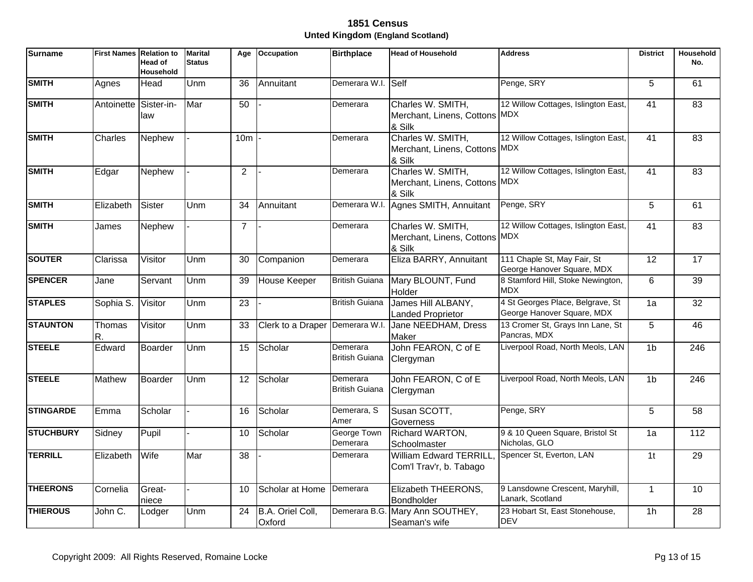# 1851 Census

## Unted Kingdom (England Scotland)

| Surname | First Names | Relation to Head of Household | Marital Status | Age | Occupation | Birthplace | Head of Household | Address | District | Household No. |
|---|---|---|---|---|---|---|---|---|---|---|
| **SMITH** | Agnes | Head | Unm | 36 | Annuitant | Demerara W.I. | Self | Penge, SRY | 5 | 61 |
| **SMITH** | Antoinette | Sister-in-law | Mar | 50 | - | Demerara | Charles W. SMITH, Merchant, Linens, Cottons & Silk | 12 Willow Cottages, Islington East, MDX | 41 | 83 |
| **SMITH** | Charles | Nephew | - | 10m | - | Demerara | Charles W. SMITH, Merchant, Linens, Cottons & Silk | 12 Willow Cottages, Islington East, MDX | 41 | 83 |
| **SMITH** | Edgar | Nephew | - | 2 | - | Demerara | Charles W. SMITH, Merchant, Linens, Cottons & Silk | 12 Willow Cottages, Islington East, MDX | 41 | 83 |
| **SMITH** | Elizabeth | Sister | Unm | 34 | Annuitant | Demerara W.I. | Agnes SMITH, Annuitant | Penge, SRY | 5 | 61 |
| **SMITH** | James | Nephew | - | 7 | - | Demerara | Charles W. SMITH, Merchant, Linens, Cottons & Silk | 12 Willow Cottages, Islington East, MDX | 41 | 83 |
| **SOUTER** | Clarissa | Visitor | Unm | 30 | Companion | Demerara | Eliza BARRY, Annuitant | 111 Chaple St, May Fair, St George Hanover Square, MDX | 12 | 17 |
| **SPENCER** | Jane | Servant | Unm | 39 | House Keeper | British Guiana | Mary BLOUNT, Fund Holder | 8 Stamford Hill, Stoke Newington, MDX | 6 | 39 |
| **STAPLES** | Sophia S. | Visitor | Unm | 23 | - | British Guiana | James Hill ALBANY, Landed Proprietor | 4 St Georges Place, Belgrave, St George Hanover Square, MDX | 1a | 32 |
| **STAUNTON** | Thomas R. | Visitor | Unm | 33 | Clerk to a Draper | Demerara W.I. | Jane NEEDHAM, Dress Maker | 13 Cromer St, Grays Inn Lane, St Pancras, MDX | 5 | 46 |
| **STEELE** | Edward | Boarder | Unm | 15 | Scholar | Demerara British Guiana | John FEARON, C of E Clergyman | Liverpool Road, North Meols, LAN | 1b | 246 |
| **STEELE** | Mathew | Boarder | Unm | 12 | Scholar | Demerara British Guiana | John FEARON, C of E Clergyman | Liverpool Road, North Meols, LAN | 1b | 246 |
| **STINGARDE** | Emma | Scholar | - | 16 | Scholar | Demerara, S Amer | Susan SCOTT, Governess | Penge, SRY | 5 | 58 |
| **STUCHBURY** | Sidney | Pupil | - | 10 | Scholar | George Town Demerara | Richard WARTON, Schoolmaster | 9 & 10 Queen Square, Bristol St Nicholas, GLO | 1a | 112 |
| **TERRILL** | Elizabeth | Wife | Mar | 38 | - | Demerara | William Edward TERRILL, Com'l Trav'r, b. Tabago | Spencer St, Everton, LAN | 1t | 29 |
| **THEERONS** | Cornelia | Great-niece | - | 10 | Scholar at Home | Demerara | Elizabeth THEERONS, Bondholder | 9 Lansdowne Crescent, Maryhill, Lanark, Scotland | 1 | 10 |
| **THIEROUS** | John C. | Lodger | Unm | 24 | B.A. Oriel Coll, Oxford | Demerara B.G. | Mary Ann SOUTHEY, Seaman's wife | 23 Hobart St, East Stonehouse, DEV | 1h | 28 |

Copyright 2009: All Rights Reserved, Romaine Locke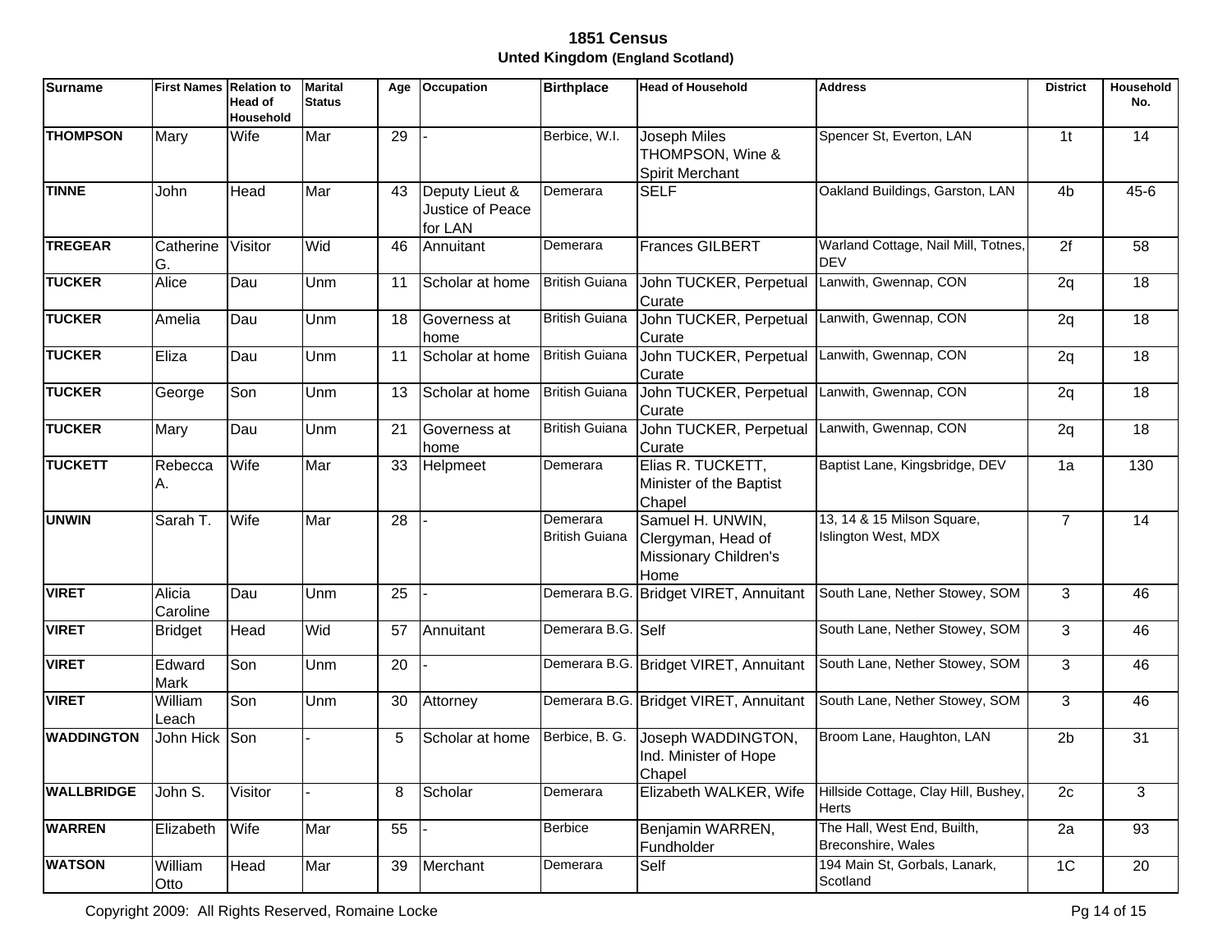# 1851 Census

## Unted Kingdom (England Scotland)

| Surname | First Names | Relation to Head of Household | Marital Status | Age | Occupation | Birthplace | Head of Household | Address | District | Household No. |
|---|---|---|---|---|---|---|---|---|---|---|
| THOMPSON | Mary | Wife | Mar | 29 | - | Berbice, W.I. | Joseph Miles THOMPSON, Wine & Spirit Merchant | Spencer St, Everton, LAN | 1t | 14 |
| TINNE | John | Head | Mar | 43 | Deputy Lieut & Justice of Peace for LAN | Demerara | SELF | Oakland Buildings, Garston, LAN | 4b | 45-6 |
| TREGEAR | Catherine G. | Visitor | Wid | 46 | Annuitant | Demerara | Frances GILBERT | Warland Cottage, Nail Mill, Totnes, DEV | 2f | 58 |
| TUCKER | Alice | Dau | Unm | 11 | Scholar at home | British Guiana | John TUCKER, Perpetual Curate | Lanwith, Gwennap, CON | 2q | 18 |
| TUCKER | Amelia | Dau | Unm | 18 | Governess at home | British Guiana | John TUCKER, Perpetual Curate | Lanwith, Gwennap, CON | 2q | 18 |
| TUCKER | Eliza | Dau | Unm | 11 | Scholar at home | British Guiana | John TUCKER, Perpetual Curate | Lanwith, Gwennap, CON | 2q | 18 |
| TUCKER | George | Son | Unm | 13 | Scholar at home | British Guiana | John TUCKER, Perpetual Curate | Lanwith, Gwennap, CON | 2q | 18 |
| TUCKER | Mary | Dau | Unm | 21 | Governess at home | British Guiana | John TUCKER, Perpetual Curate | Lanwith, Gwennap, CON | 2q | 18 |
| TUCKETT | Rebecca A. | Wife | Mar | 33 | Helpmeet | Demerara | Elias R. TUCKETT, Minister of the Baptist Chapel | Baptist Lane, Kingsbridge, DEV | 1a | 130 |
| UNWIN | Sarah T. | Wife | Mar | 28 | - | Demerara British Guiana | Samuel H. UNWIN, Clergyman, Head of Missionary Children's Home | 13, 14 & 15 Milson Square, Islington West, MDX | 7 | 14 |
| VIRET | Alicia Caroline | Dau | Unm | 25 | - | Demerara B.G. | Bridget VIRET, Annuitant | South Lane, Nether Stowey, SOM | 3 | 46 |
| VIRET | Bridget | Head | Wid | 57 | Annuitant | Demerara B.G. | Self | South Lane, Nether Stowey, SOM | 3 | 46 |
| VIRET | Edward Mark | Son | Unm | 20 | - | Demerara B.G. | Bridget VIRET, Annuitant | South Lane, Nether Stowey, SOM | 3 | 46 |
| VIRET | William Leach | Son | Unm | 30 | Attorney | Demerara B.G. | Bridget VIRET, Annuitant | South Lane, Nether Stowey, SOM | 3 | 46 |
| WADDINGTON | John Hick | Son | - | 5 | Scholar at home | Berbice, B. G. | Joseph WADDINGTON, Ind. Minister of Hope Chapel | Broom Lane, Haughton, LAN | 2b | 31 |
| WALLBRIDGE | John S. | Visitor | - | 8 | Scholar | Demerara | Elizabeth WALKER, Wife | Hillside Cottage, Clay Hill, Bushey, Herts | 2c | 3 |
| WARREN | Elizabeth | Wife | Mar | 55 | - | Berbice | Benjamin WARREN, Fundholder | The Hall, West End, Builth, Breconshire, Wales | 2a | 93 |
| WATSON | William Otto | Head | Mar | 39 | Merchant | Demerara | Self | 194 Main St, Gorbals, Lanark, Scotland | 1C | 20 |

Copyright 2009: All Rights Reserved, Romaine Locke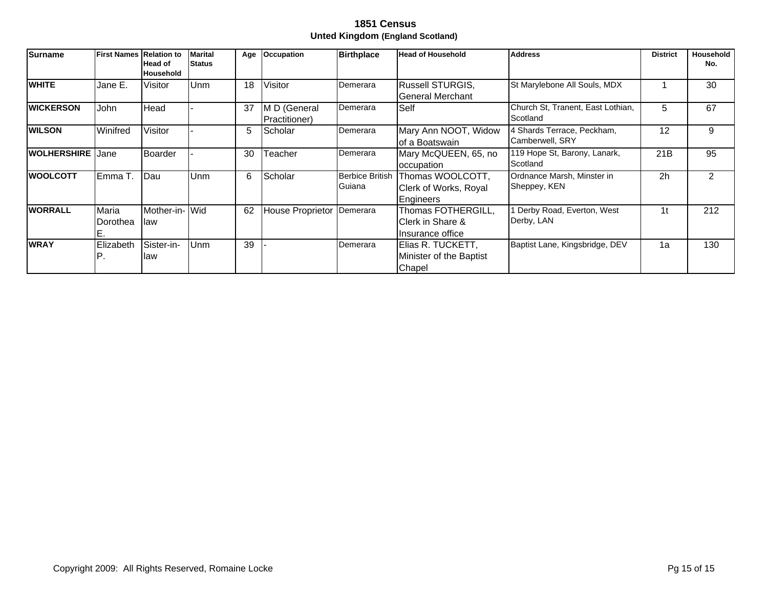# 1851 Census

## Unted Kingdom (England Scotland)

| Surname | First Names | Relation to Head of Household | Marital Status | Age | Occupation | Birthplace | Head of Household | Address | District | Household No. |
|---|---|---|---|---|---|---|---|---|---|---|
| **WHITE** | Jane E. | Visitor | Unm | 18 | Visitor | Demerara | Russell STURGIS, General Merchant | St Marylebone All Souls, MDX | 1 | 30 |
| **WICKERSON** | John | Head | - | 37 | M D (General Practitioner) | Demerara | Self | Church St, Tranent, East Lothian, Scotland | 5 | 67 |
| **WILSON** | Winifred | Visitor | - | 5 | Scholar | Demerara | Mary Ann NOOT, Widow of a Boatswain | 4 Shards Terrace, Peckham, Camberwell, SRY | 12 | 9 |
| **WOLHERSHIRE** | Jane | Boarder | - | 30 | Teacher | Demerara | Mary McQUEEN, 65, no occupation | 119 Hope St, Barony, Lanark, Scotland | 21B | 95 |
| **WOOLCOTT** | Emma T. | Dau | Unm | 6 | Scholar | Berbice British Guiana | Thomas WOOLCOTT, Clerk of Works, Royal Engineers | Ordnance Marsh, Minster in Sheppey, KEN | 2h | 2 |
| **WORRALL** | Maria Dorothea E. | Mother-in-law | Wid | 62 | House Proprietor | Demerara | Thomas FOTHERGILL, Clerk in Share & Insurance office | 1 Derby Road, Everton, West Derby, LAN | 1t | 212 |
| **WRAY** | Elizabeth P. | Sister-in-law | Unm | 39 | - | Demerara | Elias R. TUCKETT, Minister of the Baptist Chapel | Baptist Lane, Kingsbridge, DEV | 1a | 130 |

Copyright 2009: All Rights Reserved, Romaine Locke